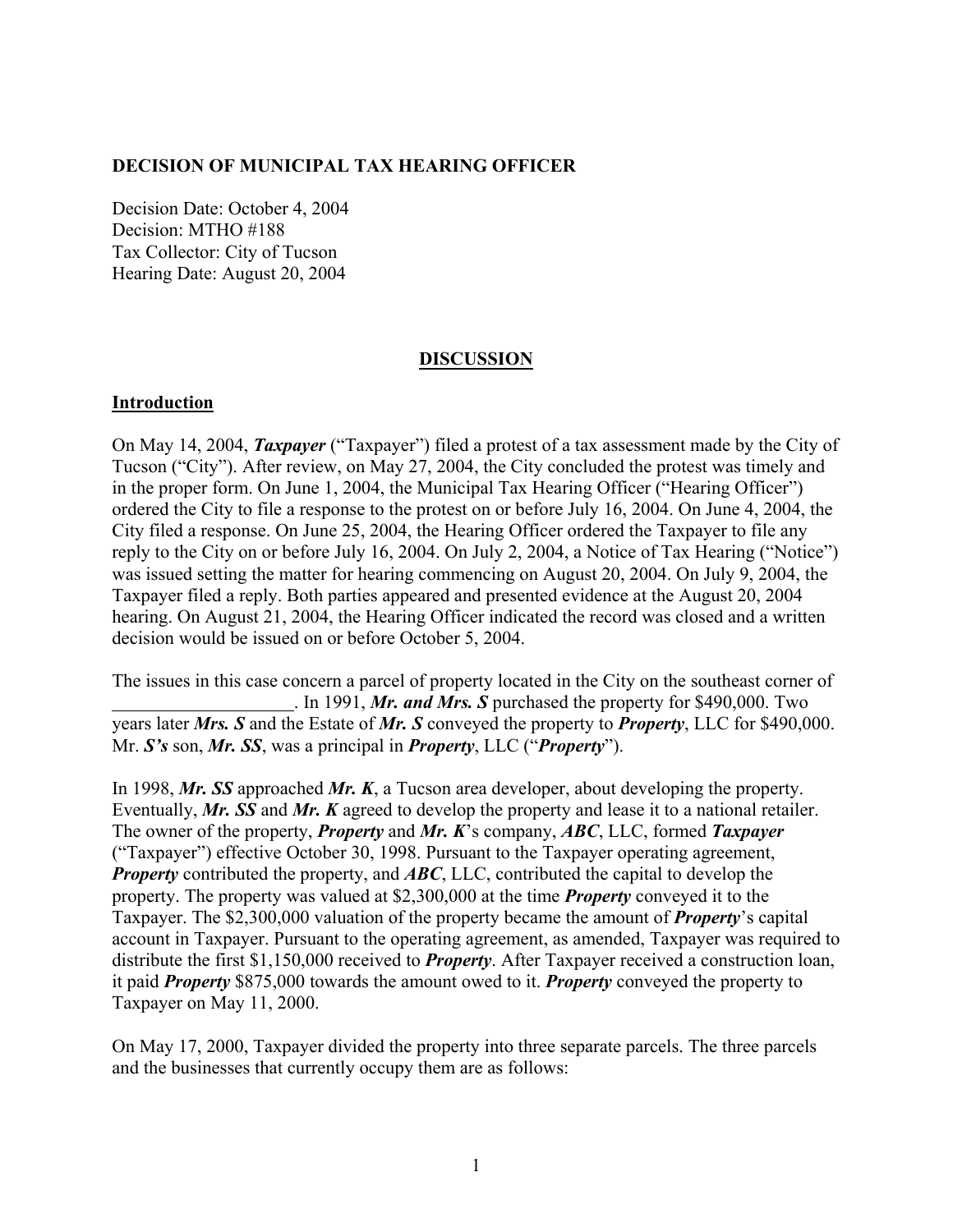**DECISION OF MUNICIPAL TAX HEARING OFFICER**

Decision Date: October 4, 2004
Decision: MTHO #188
Tax Collector: City of Tucson
Hearing Date: August 20, 2004

## DISCUSSION

### Introduction

On May 14, 2004, ***Taxpayer*** ("Taxpayer") filed a protest of a tax assessment made by the City of Tucson ("City"). After review, on May 27, 2004, the City concluded the protest was timely and in the proper form. On June 1, 2004, the Municipal Tax Hearing Officer ("Hearing Officer") ordered the City to file a response to the protest on or before July 16, 2004. On June 4, 2004, the City filed a response. On June 25, 2004, the Hearing Officer ordered the Taxpayer to file any reply to the City on or before July 16, 2004. On July 2, 2004, a Notice of Tax Hearing ("Notice") was issued setting the matter for hearing commencing on August 20, 2004. On July 9, 2004, the Taxpayer filed a reply. Both parties appeared and presented evidence at the August 20, 2004 hearing. On August 21, 2004, the Hearing Officer indicated the record was closed and a written decision would be issued on or before October 5, 2004.

The issues in this case concern a parcel of property located in the City on the southeast corner of ___________________. In 1991, ***Mr. and Mrs. S*** purchased the property for $490,000. Two years later ***Mrs. S*** and the Estate of ***Mr. S*** conveyed the property to ***Property***, LLC for $490,000. Mr. ***S's*** son, ***Mr. SS***, was a principal in ***Property***, LLC ("***Property***").

In 1998, ***Mr. SS*** approached ***Mr. K***, a Tucson area developer, about developing the property. Eventually, ***Mr. SS*** and ***Mr. K*** agreed to develop the property and lease it to a national retailer. The owner of the property, ***Property*** and ***Mr. K***'s company, ***ABC***, LLC, formed ***Taxpayer*** ("Taxpayer") effective October 30, 1998. Pursuant to the Taxpayer operating agreement, ***Property*** contributed the property, and ***ABC***, LLC, contributed the capital to develop the property. The property was valued at $2,300,000 at the time ***Property*** conveyed it to the Taxpayer. The $2,300,000 valuation of the property became the amount of ***Property***'s capital account in Taxpayer. Pursuant to the operating agreement, as amended, Taxpayer was required to distribute the first $1,150,000 received to ***Property***. After Taxpayer received a construction loan, it paid ***Property*** $875,000 towards the amount owed to it. ***Property*** conveyed the property to Taxpayer on May 11, 2000.

On May 17, 2000, Taxpayer divided the property into three separate parcels. The three parcels and the businesses that currently occupy them are as follows: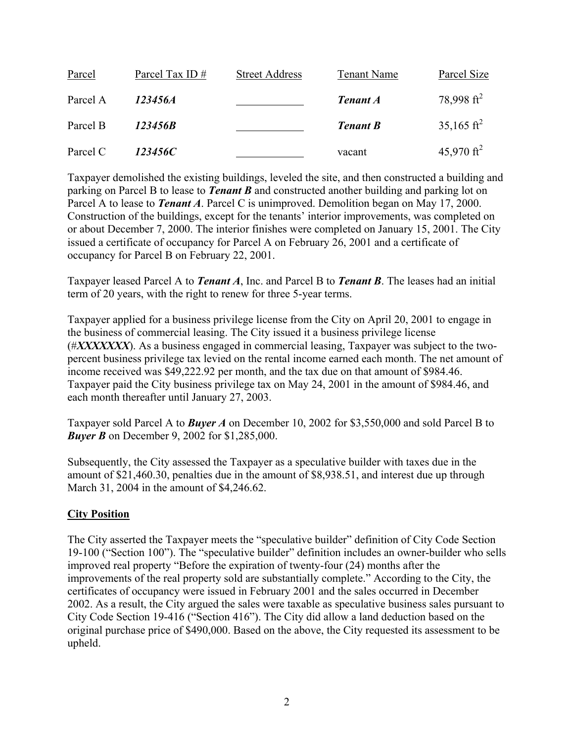| Parcel | Parcel Tax ID # | Street Address | Tenant Name | Parcel Size |
| --- | --- | --- | --- | --- |
| Parcel A | ***123456A*** | ____________ | ***Tenant A*** | 78,998 $ft^2$ |
| Parcel B | ***123456B*** | ____________ | ***Tenant B*** | 35,165 $ft^2$ |
| Parcel C | ***123456C*** | ____________ | vacant | 45,970 $ft^2$ |

Taxpayer demolished the existing buildings, leveled the site, and then constructed a building and parking on Parcel B to lease to ***Tenant B*** and constructed another building and parking lot on Parcel A to lease to ***Tenant A***. Parcel C is unimproved. Demolition began on May 17, 2000. Construction of the buildings, except for the tenants' interior improvements, was completed on or about December 7, 2000. The interior finishes were completed on January 15, 2001. The City issued a certificate of occupancy for Parcel A on February 26, 2001 and a certificate of occupancy for Parcel B on February 22, 2001.

Taxpayer leased Parcel A to ***Tenant A***, Inc. and Parcel B to ***Tenant B***. The leases had an initial term of 20 years, with the right to renew for three 5-year terms.

Taxpayer applied for a business privilege license from the City on April 20, 2001 to engage in the business of commercial leasing. The City issued it a business privilege license (#***XXXXXXX***). As a business engaged in commercial leasing, Taxpayer was subject to the two-percent business privilege tax levied on the rental income earned each month. The net amount of income received was $49,222.92 per month, and the tax due on that amount of $984.46. Taxpayer paid the City business privilege tax on May 24, 2001 in the amount of $984.46, and each month thereafter until January 27, 2003.

Taxpayer sold Parcel A to ***Buyer A*** on December 10, 2002 for $3,550,000 and sold Parcel B to ***Buyer B*** on December 9, 2002 for $1,285,000.

Subsequently, the City assessed the Taxpayer as a speculative builder with taxes due in the amount of $21,460.30, penalties due in the amount of $8,938.51, and interest due up through March 31, 2004 in the amount of $4,246.62.

**City Position**

The City asserted the Taxpayer meets the "speculative builder" definition of City Code Section 19-100 ("Section 100"). The "speculative builder" definition includes an owner-builder who sells improved real property "Before the expiration of twenty-four (24) months after the improvements of the real property sold are substantially complete." According to the City, the certificates of occupancy were issued in February 2001 and the sales occurred in December 2002. As a result, the City argued the sales were taxable as speculative business sales pursuant to City Code Section 19-416 ("Section 416"). The City did allow a land deduction based on the original purchase price of $490,000. Based on the above, the City requested its assessment to be upheld.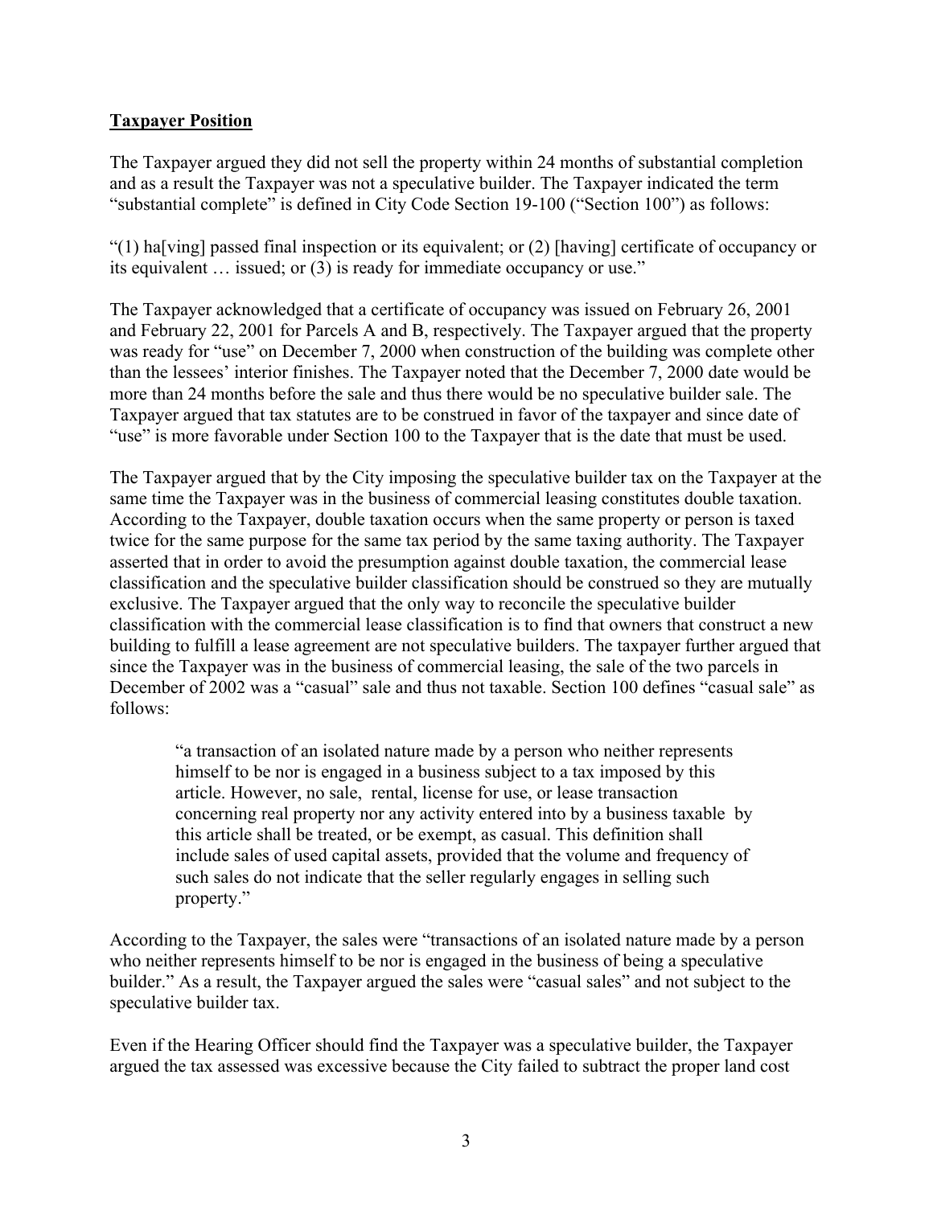**Taxpayer Position**

The Taxpayer argued they did not sell the property within 24 months of substantial completion and as a result the Taxpayer was not a speculative builder. The Taxpayer indicated the term "substantial complete" is defined in City Code Section 19-100 ("Section 100") as follows:

"(1) ha[ving] passed final inspection or its equivalent; or (2) [having] certificate of occupancy or its equivalent … issued; or (3) is ready for immediate occupancy or use."

The Taxpayer acknowledged that a certificate of occupancy was issued on February 26, 2001 and February 22, 2001 for Parcels A and B, respectively. The Taxpayer argued that the property was ready for "use" on December 7, 2000 when construction of the building was complete other than the lessees' interior finishes. The Taxpayer noted that the December 7, 2000 date would be more than 24 months before the sale and thus there would be no speculative builder sale. The Taxpayer argued that tax statutes are to be construed in favor of the taxpayer and since date of "use" is more favorable under Section 100 to the Taxpayer that is the date that must be used.

The Taxpayer argued that by the City imposing the speculative builder tax on the Taxpayer at the same time the Taxpayer was in the business of commercial leasing constitutes double taxation. According to the Taxpayer, double taxation occurs when the same property or person is taxed twice for the same purpose for the same tax period by the same taxing authority. The Taxpayer asserted that in order to avoid the presumption against double taxation, the commercial lease classification and the speculative builder classification should be construed so they are mutually exclusive. The Taxpayer argued that the only way to reconcile the speculative builder classification with the commercial lease classification is to find that owners that construct a new building to fulfill a lease agreement are not speculative builders. The taxpayer further argued that since the Taxpayer was in the business of commercial leasing, the sale of the two parcels in December of 2002 was a "casual" sale and thus not taxable. Section 100 defines "casual sale" as follows:

> "a transaction of an isolated nature made by a person who neither represents himself to be nor is engaged in a business subject to a tax imposed by this article. However, no sale, rental, license for use, or lease transaction concerning real property nor any activity entered into by a business taxable by this article shall be treated, or be exempt, as casual. This definition shall include sales of used capital assets, provided that the volume and frequency of such sales do not indicate that the seller regularly engages in selling such property."

According to the Taxpayer, the sales were "transactions of an isolated nature made by a person who neither represents himself to be nor is engaged in the business of being a speculative builder." As a result, the Taxpayer argued the sales were "casual sales" and not subject to the speculative builder tax.

Even if the Hearing Officer should find the Taxpayer was a speculative builder, the Taxpayer argued the tax assessed was excessive because the City failed to subtract the proper land cost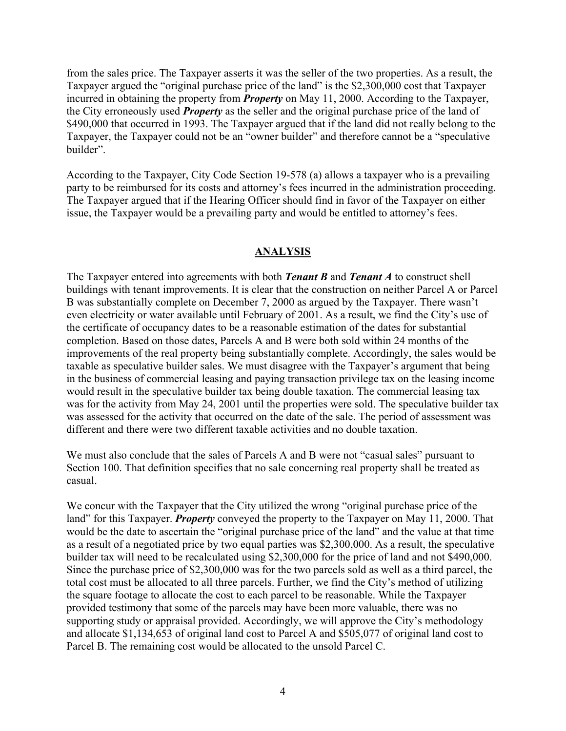from the sales price. The Taxpayer asserts it was the seller of the two properties. As a result, the Taxpayer argued the "original purchase price of the land" is the $2,300,000 cost that Taxpayer incurred in obtaining the property from ***Property*** on May 11, 2000. According to the Taxpayer, the City erroneously used ***Property*** as the seller and the original purchase price of the land of $490,000 that occurred in 1993. The Taxpayer argued that if the land did not really belong to the Taxpayer, the Taxpayer could not be an "owner builder" and therefore cannot be a "speculative builder".

According to the Taxpayer, City Code Section 19-578 (a) allows a taxpayer who is a prevailing party to be reimbursed for its costs and attorney's fees incurred in the administration proceeding. The Taxpayer argued that if the Hearing Officer should find in favor of the Taxpayer on either issue, the Taxpayer would be a prevailing party and would be entitled to attorney's fees.

## ANALYSIS

The Taxpayer entered into agreements with both ***Tenant B*** and ***Tenant A*** to construct shell buildings with tenant improvements. It is clear that the construction on neither Parcel A or Parcel B was substantially complete on December 7, 2000 as argued by the Taxpayer. There wasn't even electricity or water available until February of 2001. As a result, we find the City's use of the certificate of occupancy dates to be a reasonable estimation of the dates for substantial completion. Based on those dates, Parcels A and B were both sold within 24 months of the improvements of the real property being substantially complete. Accordingly, the sales would be taxable as speculative builder sales. We must disagree with the Taxpayer's argument that being in the business of commercial leasing and paying transaction privilege tax on the leasing income would result in the speculative builder tax being double taxation. The commercial leasing tax was for the activity from May 24, 2001 until the properties were sold. The speculative builder tax was assessed for the activity that occurred on the date of the sale. The period of assessment was different and there were two different taxable activities and no double taxation.

We must also conclude that the sales of Parcels A and B were not "casual sales" pursuant to Section 100. That definition specifies that no sale concerning real property shall be treated as casual.

We concur with the Taxpayer that the City utilized the wrong "original purchase price of the land" for this Taxpayer. ***Property*** conveyed the property to the Taxpayer on May 11, 2000. That would be the date to ascertain the "original purchase price of the land" and the value at that time as a result of a negotiated price by two equal parties was $2,300,000. As a result, the speculative builder tax will need to be recalculated using $2,300,000 for the price of land and not $490,000. Since the purchase price of $2,300,000 was for the two parcels sold as well as a third parcel, the total cost must be allocated to all three parcels. Further, we find the City's method of utilizing the square footage to allocate the cost to each parcel to be reasonable. While the Taxpayer provided testimony that some of the parcels may have been more valuable, there was no supporting study or appraisal provided. Accordingly, we will approve the City's methodology and allocate $1,134,653 of original land cost to Parcel A and $505,077 of original land cost to Parcel B. The remaining cost would be allocated to the unsold Parcel C.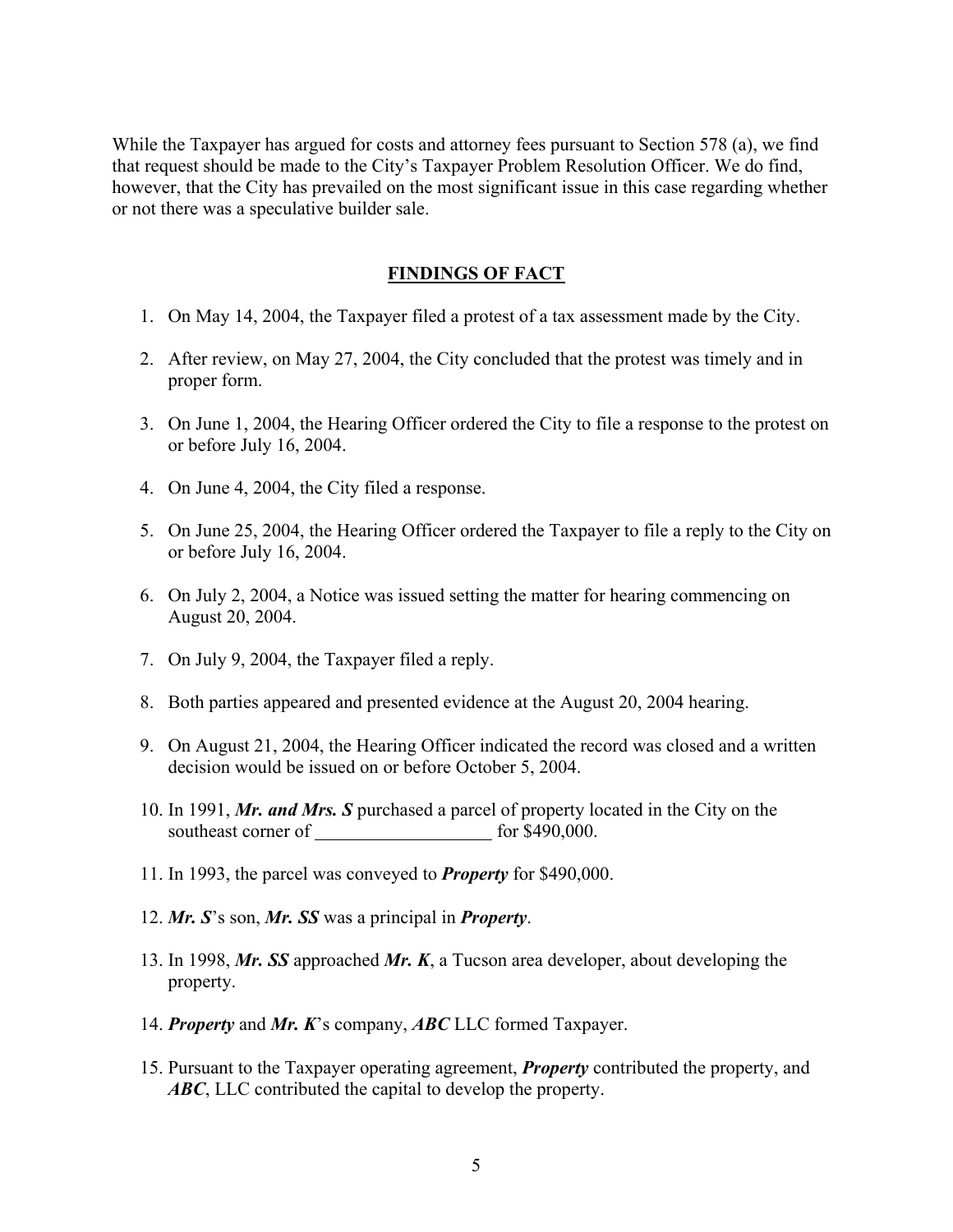While the Taxpayer has argued for costs and attorney fees pursuant to Section 578 (a), we find that request should be made to the City's Taxpayer Problem Resolution Officer. We do find, however, that the City has prevailed on the most significant issue in this case regarding whether or not there was a speculative builder sale.

## FINDINGS OF FACT

1. On May 14, 2004, the Taxpayer filed a protest of a tax assessment made by the City.

2. After review, on May 27, 2004, the City concluded that the protest was timely and in proper form.

3. On June 1, 2004, the Hearing Officer ordered the City to file a response to the protest on or before July 16, 2004.

4. On June 4, 2004, the City filed a response.

5. On June 25, 2004, the Hearing Officer ordered the Taxpayer to file a reply to the City on or before July 16, 2004.

6. On July 2, 2004, a Notice was issued setting the matter for hearing commencing on August 20, 2004.

7. On July 9, 2004, the Taxpayer filed a reply.

8. Both parties appeared and presented evidence at the August 20, 2004 hearing.

9. On August 21, 2004, the Hearing Officer indicated the record was closed and a written decision would be issued on or before October 5, 2004.

10. In 1991, ***Mr. and Mrs. S*** purchased a parcel of property located in the City on the southeast corner of ___________________ for $490,000.

11. In 1993, the parcel was conveyed to ***Property*** for $490,000.

12. ***Mr. S***'s son, ***Mr. SS*** was a principal in ***Property***.

13. In 1998, ***Mr. SS*** approached ***Mr. K***, a Tucson area developer, about developing the property.

14. ***Property*** and ***Mr. K***'s company, ***ABC*** LLC formed Taxpayer.

15. Pursuant to the Taxpayer operating agreement, ***Property*** contributed the property, and ***ABC***, LLC contributed the capital to develop the property.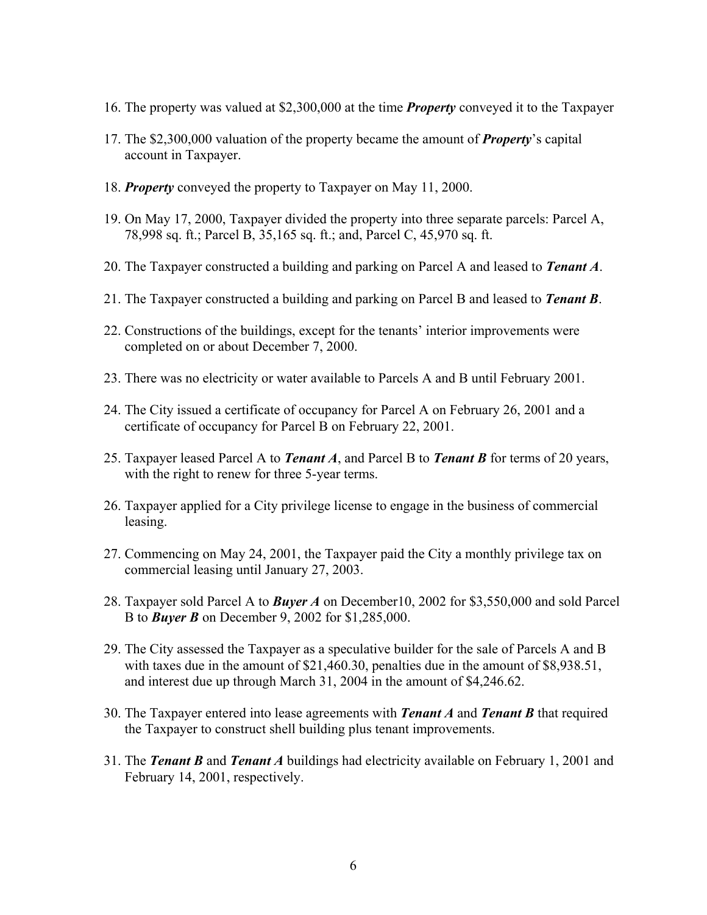16. The property was valued at $2,300,000 at the time ***Property*** conveyed it to the Taxpayer

17. The $2,300,000 valuation of the property became the amount of ***Property***'s capital account in Taxpayer.

18. ***Property*** conveyed the property to Taxpayer on May 11, 2000.

19. On May 17, 2000, Taxpayer divided the property into three separate parcels: Parcel A, 78,998 sq. ft.; Parcel B, 35,165 sq. ft.; and, Parcel C, 45,970 sq. ft.

20. The Taxpayer constructed a building and parking on Parcel A and leased to ***Tenant A***.

21. The Taxpayer constructed a building and parking on Parcel B and leased to ***Tenant B***.

22. Constructions of the buildings, except for the tenants' interior improvements were completed on or about December 7, 2000.

23. There was no electricity or water available to Parcels A and B until February 2001.

24. The City issued a certificate of occupancy for Parcel A on February 26, 2001 and a certificate of occupancy for Parcel B on February 22, 2001.

25. Taxpayer leased Parcel A to ***Tenant A***, and Parcel B to ***Tenant B*** for terms of 20 years, with the right to renew for three 5-year terms.

26. Taxpayer applied for a City privilege license to engage in the business of commercial leasing.

27. Commencing on May 24, 2001, the Taxpayer paid the City a monthly privilege tax on commercial leasing until January 27, 2003.

28. Taxpayer sold Parcel A to ***Buyer A*** on December10, 2002 for $3,550,000 and sold Parcel B to ***Buyer B*** on December 9, 2002 for $1,285,000.

29. The City assessed the Taxpayer as a speculative builder for the sale of Parcels A and B with taxes due in the amount of $21,460.30, penalties due in the amount of $8,938.51, and interest due up through March 31, 2004 in the amount of $4,246.62.

30. The Taxpayer entered into lease agreements with ***Tenant A*** and ***Tenant B*** that required the Taxpayer to construct shell building plus tenant improvements.

31. The ***Tenant B*** and ***Tenant A*** buildings had electricity available on February 1, 2001 and February 14, 2001, respectively.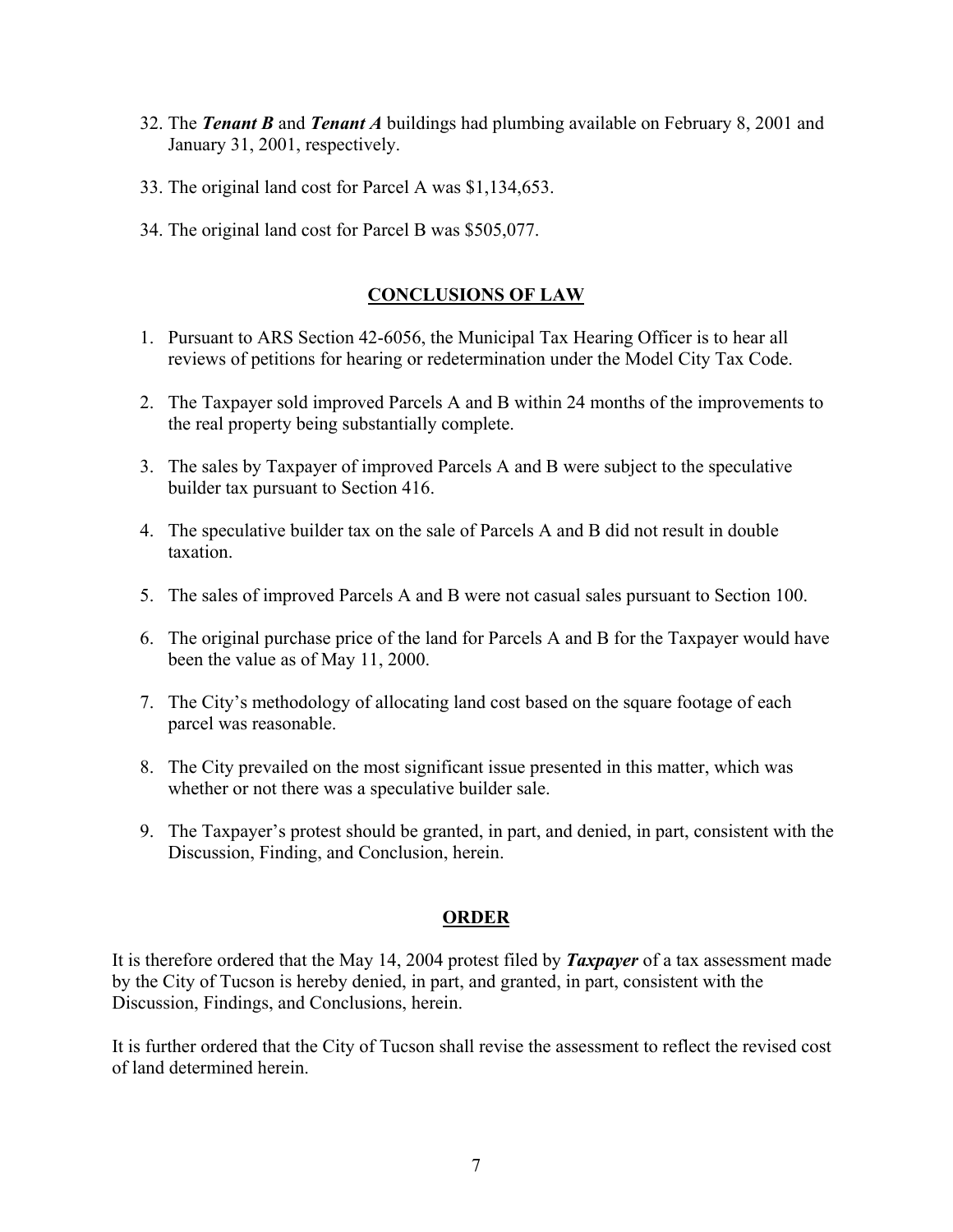32. The ***Tenant B*** and ***Tenant A*** buildings had plumbing available on February 8, 2001 and January 31, 2001, respectively.

33. The original land cost for Parcel A was $1,134,653.

34. The original land cost for Parcel B was $505,077.

## CONCLUSIONS OF LAW

1. Pursuant to ARS Section 42-6056, the Municipal Tax Hearing Officer is to hear all reviews of petitions for hearing or redetermination under the Model City Tax Code.

2. The Taxpayer sold improved Parcels A and B within 24 months of the improvements to the real property being substantially complete.

3. The sales by Taxpayer of improved Parcels A and B were subject to the speculative builder tax pursuant to Section 416.

4. The speculative builder tax on the sale of Parcels A and B did not result in double taxation.

5. The sales of improved Parcels A and B were not casual sales pursuant to Section 100.

6. The original purchase price of the land for Parcels A and B for the Taxpayer would have been the value as of May 11, 2000.

7. The City's methodology of allocating land cost based on the square footage of each parcel was reasonable.

8. The City prevailed on the most significant issue presented in this matter, which was whether or not there was a speculative builder sale.

9. The Taxpayer's protest should be granted, in part, and denied, in part, consistent with the Discussion, Finding, and Conclusion, herein.

## ORDER

It is therefore ordered that the May 14, 2004 protest filed by ***Taxpayer*** of a tax assessment made by the City of Tucson is hereby denied, in part, and granted, in part, consistent with the Discussion, Findings, and Conclusions, herein.

It is further ordered that the City of Tucson shall revise the assessment to reflect the revised cost of land determined herein.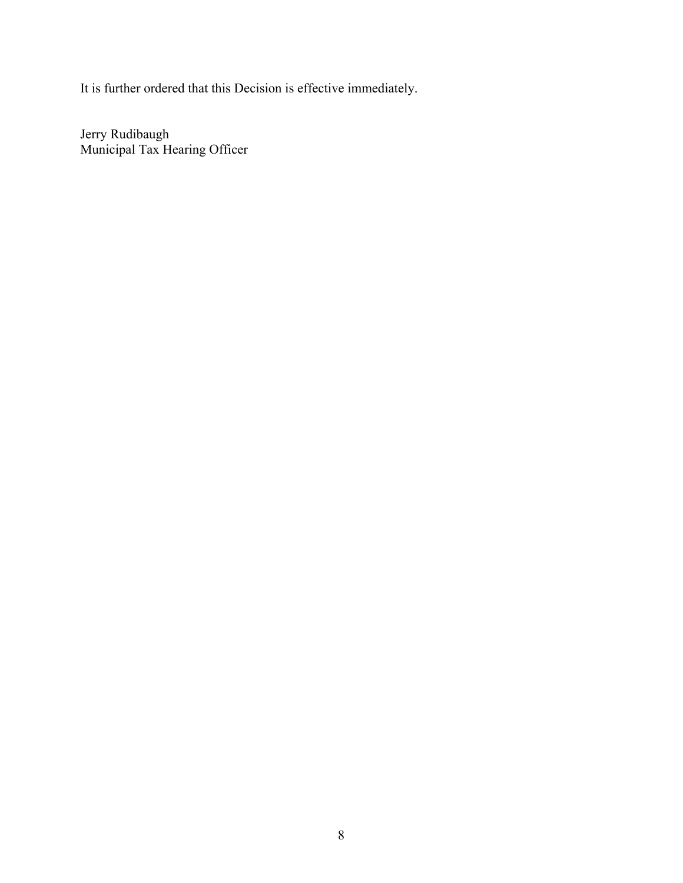It is further ordered that this Decision is effective immediately.

Jerry Rudibaugh
Municipal Tax Hearing Officer